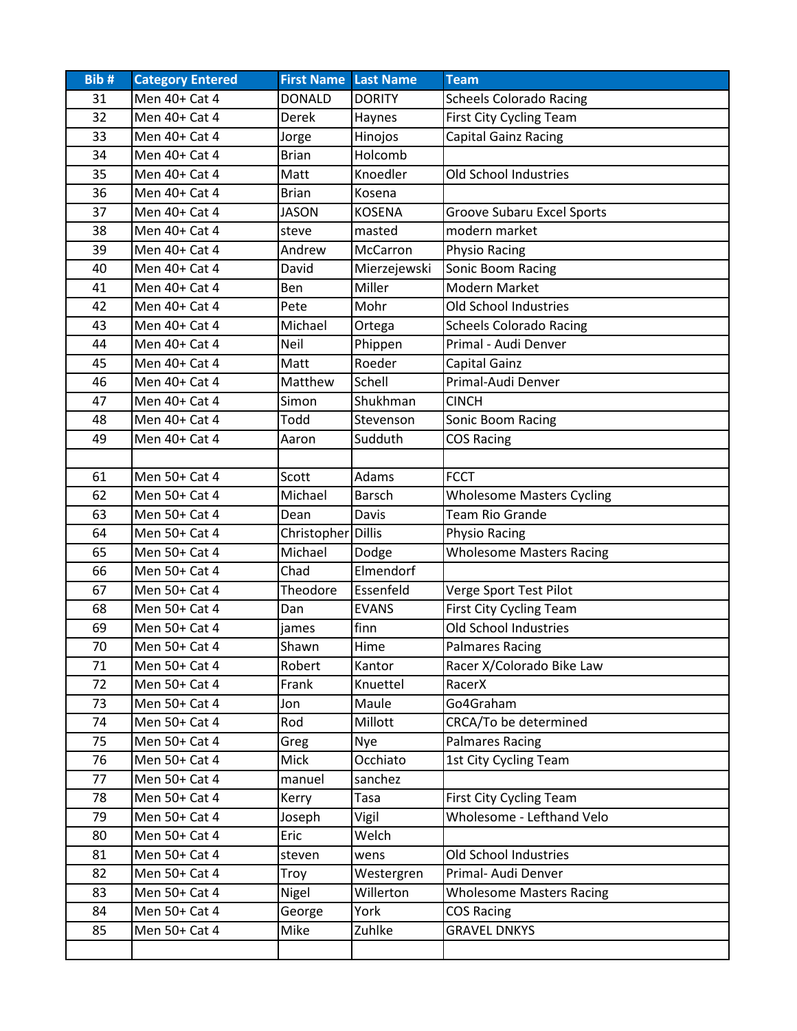| Bib # | Category Entered | First Name | Last Name | Team |
| --- | --- | --- | --- | --- |
| 31 | Men 40+ Cat 4 | DONALD | DORITY | Scheels Colorado Racing |
| 32 | Men 40+ Cat 4 | Derek | Haynes | First City Cycling Team |
| 33 | Men 40+ Cat 4 | Jorge | Hinojos | Capital Gainz Racing |
| 34 | Men 40+ Cat 4 | Brian | Holcomb | |
| 35 | Men 40+ Cat 4 | Matt | Knoedler | Old School Industries |
| 36 | Men 40+ Cat 4 | Brian | Kosena | |
| 37 | Men 40+ Cat 4 | JASON | KOSENA | Groove Subaru Excel Sports |
| 38 | Men 40+ Cat 4 | steve | masted | modern market |
| 39 | Men 40+ Cat 4 | Andrew | McCarron | Physio Racing |
| 40 | Men 40+ Cat 4 | David | Mierzejewski | Sonic Boom Racing |
| 41 | Men 40+ Cat 4 | Ben | Miller | Modern Market |
| 42 | Men 40+ Cat 4 | Pete | Mohr | Old School Industries |
| 43 | Men 40+ Cat 4 | Michael | Ortega | Scheels Colorado Racing |
| 44 | Men 40+ Cat 4 | Neil | Phippen | Primal - Audi Denver |
| 45 | Men 40+ Cat 4 | Matt | Roeder | Capital Gainz |
| 46 | Men 40+ Cat 4 | Matthew | Schell | Primal-Audi Denver |
| 47 | Men 40+ Cat 4 | Simon | Shukhman | CINCH |
| 48 | Men 40+ Cat 4 | Todd | Stevenson | Sonic Boom Racing |
| 49 | Men 40+ Cat 4 | Aaron | Sudduth | COS Racing |
| | | | | |
| 61 | Men 50+ Cat 4 | Scott | Adams | FCCT |
| 62 | Men 50+ Cat 4 | Michael | Barsch | Wholesome Masters Cycling |
| 63 | Men 50+ Cat 4 | Dean | Davis | Team Rio Grande |
| 64 | Men 50+ Cat 4 | Christopher | Dillis | Physio Racing |
| 65 | Men 50+ Cat 4 | Michael | Dodge | Wholesome Masters Racing |
| 66 | Men 50+ Cat 4 | Chad | Elmendorf | |
| 67 | Men 50+ Cat 4 | Theodore | Essenfeld | Verge Sport Test Pilot |
| 68 | Men 50+ Cat 4 | Dan | EVANS | First City Cycling Team |
| 69 | Men 50+ Cat 4 | james | finn | Old School Industries |
| 70 | Men 50+ Cat 4 | Shawn | Hime | Palmares Racing |
| 71 | Men 50+ Cat 4 | Robert | Kantor | Racer X/Colorado Bike Law |
| 72 | Men 50+ Cat 4 | Frank | Knuettel | RacerX |
| 73 | Men 50+ Cat 4 | Jon | Maule | Go4Graham |
| 74 | Men 50+ Cat 4 | Rod | Millott | CRCA/To be determined |
| 75 | Men 50+ Cat 4 | Greg | Nye | Palmares Racing |
| 76 | Men 50+ Cat 4 | Mick | Occhiato | 1st City Cycling Team |
| 77 | Men 50+ Cat 4 | manuel | sanchez | |
| 78 | Men 50+ Cat 4 | Kerry | Tasa | First City Cycling Team |
| 79 | Men 50+ Cat 4 | Joseph | Vigil | Wholesome - Lefthand Velo |
| 80 | Men 50+ Cat 4 | Eric | Welch | |
| 81 | Men 50+ Cat 4 | steven | wens | Old School Industries |
| 82 | Men 50+ Cat 4 | Troy | Westergren | Primal- Audi Denver |
| 83 | Men 50+ Cat 4 | Nigel | Willerton | Wholesome Masters Racing |
| 84 | Men 50+ Cat 4 | George | York | COS Racing |
| 85 | Men 50+ Cat 4 | Mike | Zuhlke | GRAVEL DNKYS |
| | | | | |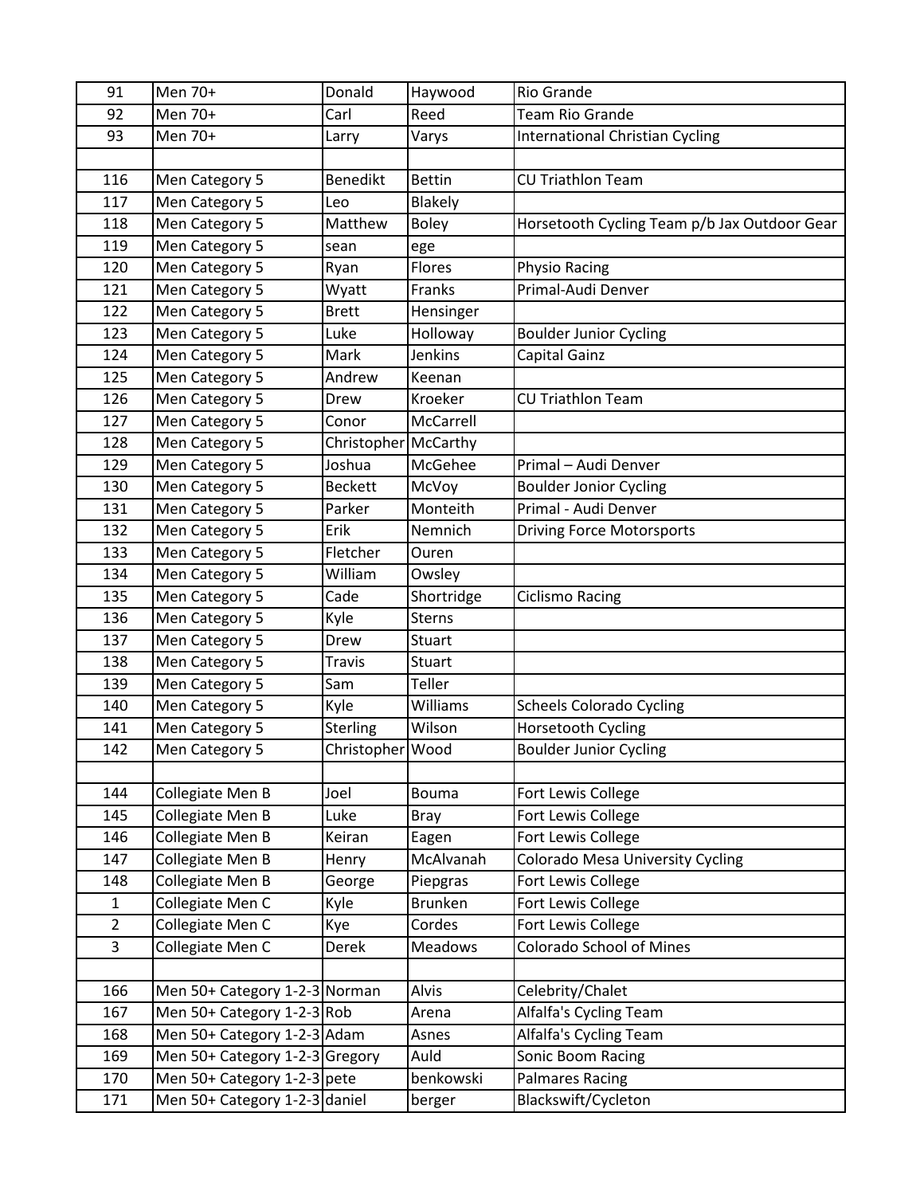| | | | | |
|---|---|---|---|---|
| 91 | Men 70+ | Donald | Haywood | Rio Grande |
| 92 | Men 70+ | Carl | Reed | Team Rio Grande |
| 93 | Men 70+ | Larry | Varys | International Christian Cycling |
| | | | | |
| 116 | Men Category 5 | Benedikt | Bettin | CU Triathlon Team |
| 117 | Men Category 5 | Leo | Blakely | |
| 118 | Men Category 5 | Matthew | Boley | Horsetooth Cycling Team p/b Jax Outdoor Gear |
| 119 | Men Category 5 | sean | ege | |
| 120 | Men Category 5 | Ryan | Flores | Physio Racing |
| 121 | Men Category 5 | Wyatt | Franks | Primal-Audi Denver |
| 122 | Men Category 5 | Brett | Hensinger | |
| 123 | Men Category 5 | Luke | Holloway | Boulder Junior Cycling |
| 124 | Men Category 5 | Mark | Jenkins | Capital Gainz |
| 125 | Men Category 5 | Andrew | Keenan | |
| 126 | Men Category 5 | Drew | Kroeker | CU Triathlon Team |
| 127 | Men Category 5 | Conor | McCarrell | |
| 128 | Men Category 5 | Christopher | McCarthy | |
| 129 | Men Category 5 | Joshua | McGehee | Primal – Audi Denver |
| 130 | Men Category 5 | Beckett | McVoy | Boulder Jonior Cycling |
| 131 | Men Category 5 | Parker | Monteith | Primal - Audi Denver |
| 132 | Men Category 5 | Erik | Nemnich | Driving Force Motorsports |
| 133 | Men Category 5 | Fletcher | Ouren | |
| 134 | Men Category 5 | William | Owsley | |
| 135 | Men Category 5 | Cade | Shortridge | Ciclismo Racing |
| 136 | Men Category 5 | Kyle | Sterns | |
| 137 | Men Category 5 | Drew | Stuart | |
| 138 | Men Category 5 | Travis | Stuart | |
| 139 | Men Category 5 | Sam | Teller | |
| 140 | Men Category 5 | Kyle | Williams | Scheels Colorado Cycling |
| 141 | Men Category 5 | Sterling | Wilson | Horsetooth Cycling |
| 142 | Men Category 5 | Christopher | Wood | Boulder Junior Cycling |
| | | | | |
| 144 | Collegiate Men B | Joel | Bouma | Fort Lewis College |
| 145 | Collegiate Men B | Luke | Bray | Fort Lewis College |
| 146 | Collegiate Men B | Keiran | Eagen | Fort Lewis College |
| 147 | Collegiate Men B | Henry | McAlvanah | Colorado Mesa University Cycling |
| 148 | Collegiate Men B | George | Piepgras | Fort Lewis College |
| 1 | Collegiate Men C | Kyle | Brunken | Fort Lewis College |
| 2 | Collegiate Men C | Kye | Cordes | Fort Lewis College |
| 3 | Collegiate Men C | Derek | Meadows | Colorado School of Mines |
| | | | | |
| 166 | Men 50+ Category 1-2-3 | Norman | Alvis | Celebrity/Chalet |
| 167 | Men 50+ Category 1-2-3 | Rob | Arena | Alfalfa's Cycling Team |
| 168 | Men 50+ Category 1-2-3 | Adam | Asnes | Alfalfa's Cycling Team |
| 169 | Men 50+ Category 1-2-3 | Gregory | Auld | Sonic Boom Racing |
| 170 | Men 50+ Category 1-2-3 | pete | benkowski | Palmares Racing |
| 171 | Men 50+ Category 1-2-3 | daniel | berger | Blackswift/Cycleton |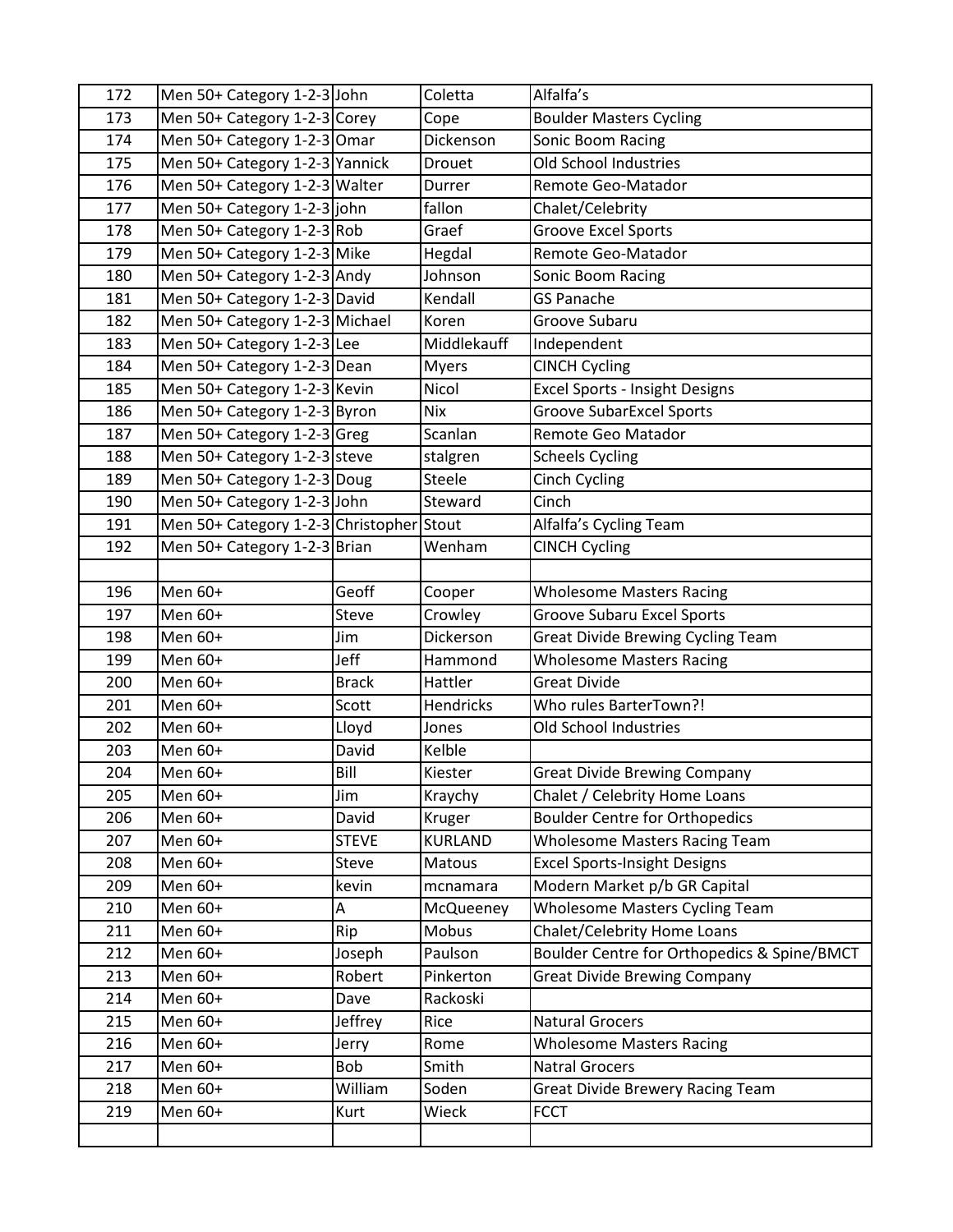| 172 | Men 50+ Category 1-2-3 | John | Coletta | Alfalfa's |
|---|---|---|---|---|
| 173 | Men 50+ Category 1-2-3 | Corey | Cope | Boulder Masters Cycling |
| 174 | Men 50+ Category 1-2-3 | Omar | Dickenson | Sonic Boom Racing |
| 175 | Men 50+ Category 1-2-3 | Yannick | Drouet | Old School Industries |
| 176 | Men 50+ Category 1-2-3 | Walter | Durrer | Remote Geo-Matador |
| 177 | Men 50+ Category 1-2-3 | john | fallon | Chalet/Celebrity |
| 178 | Men 50+ Category 1-2-3 | Rob | Graef | Groove Excel Sports |
| 179 | Men 50+ Category 1-2-3 | Mike | Hegdal | Remote Geo-Matador |
| 180 | Men 50+ Category 1-2-3 | Andy | Johnson | Sonic Boom Racing |
| 181 | Men 50+ Category 1-2-3 | David | Kendall | GS Panache |
| 182 | Men 50+ Category 1-2-3 | Michael | Koren | Groove Subaru |
| 183 | Men 50+ Category 1-2-3 | Lee | Middlekauff | Independent |
| 184 | Men 50+ Category 1-2-3 | Dean | Myers | CINCH Cycling |
| 185 | Men 50+ Category 1-2-3 | Kevin | Nicol | Excel Sports - Insight Designs |
| 186 | Men 50+ Category 1-2-3 | Byron | Nix | Groove SubarExcel Sports |
| 187 | Men 50+ Category 1-2-3 | Greg | Scanlan | Remote Geo Matador |
| 188 | Men 50+ Category 1-2-3 | steve | stalgren | Scheels Cycling |
| 189 | Men 50+ Category 1-2-3 | Doug | Steele | Cinch Cycling |
| 190 | Men 50+ Category 1-2-3 | John | Steward | Cinch |
| 191 | Men 50+ Category 1-2-3 | Christopher | Stout | Alfalfa's Cycling Team |
| 192 | Men 50+ Category 1-2-3 | Brian | Wenham | CINCH Cycling |
| | | | | |
| 196 | Men 60+ | Geoff | Cooper | Wholesome Masters Racing |
| 197 | Men 60+ | Steve | Crowley | Groove Subaru Excel Sports |
| 198 | Men 60+ | Jim | Dickerson | Great Divide Brewing Cycling Team |
| 199 | Men 60+ | Jeff | Hammond | Wholesome Masters Racing |
| 200 | Men 60+ | Brack | Hattler | Great Divide |
| 201 | Men 60+ | Scott | Hendricks | Who rules BarterTown?! |
| 202 | Men 60+ | Lloyd | Jones | Old School Industries |
| 203 | Men 60+ | David | Kelble | |
| 204 | Men 60+ | Bill | Kiester | Great Divide Brewing Company |
| 205 | Men 60+ | Jim | Kraychy | Chalet / Celebrity Home Loans |
| 206 | Men 60+ | David | Kruger | Boulder Centre for Orthopedics |
| 207 | Men 60+ | STEVE | KURLAND | Wholesome Masters Racing Team |
| 208 | Men 60+ | Steve | Matous | Excel Sports-Insight Designs |
| 209 | Men 60+ | kevin | mcnamara | Modern Market p/b GR Capital |
| 210 | Men 60+ | A | McQueeney | Wholesome Masters Cycling Team |
| 211 | Men 60+ | Rip | Mobus | Chalet/Celebrity Home Loans |
| 212 | Men 60+ | Joseph | Paulson | Boulder Centre for Orthopedics & Spine/BMCT |
| 213 | Men 60+ | Robert | Pinkerton | Great Divide Brewing Company |
| 214 | Men 60+ | Dave | Rackoski | |
| 215 | Men 60+ | Jeffrey | Rice | Natural Grocers |
| 216 | Men 60+ | Jerry | Rome | Wholesome Masters Racing |
| 217 | Men 60+ | Bob | Smith | Natral Grocers |
| 218 | Men 60+ | William | Soden | Great Divide Brewery Racing Team |
| 219 | Men 60+ | Kurt | Wieck | FCCT |
| | | | | |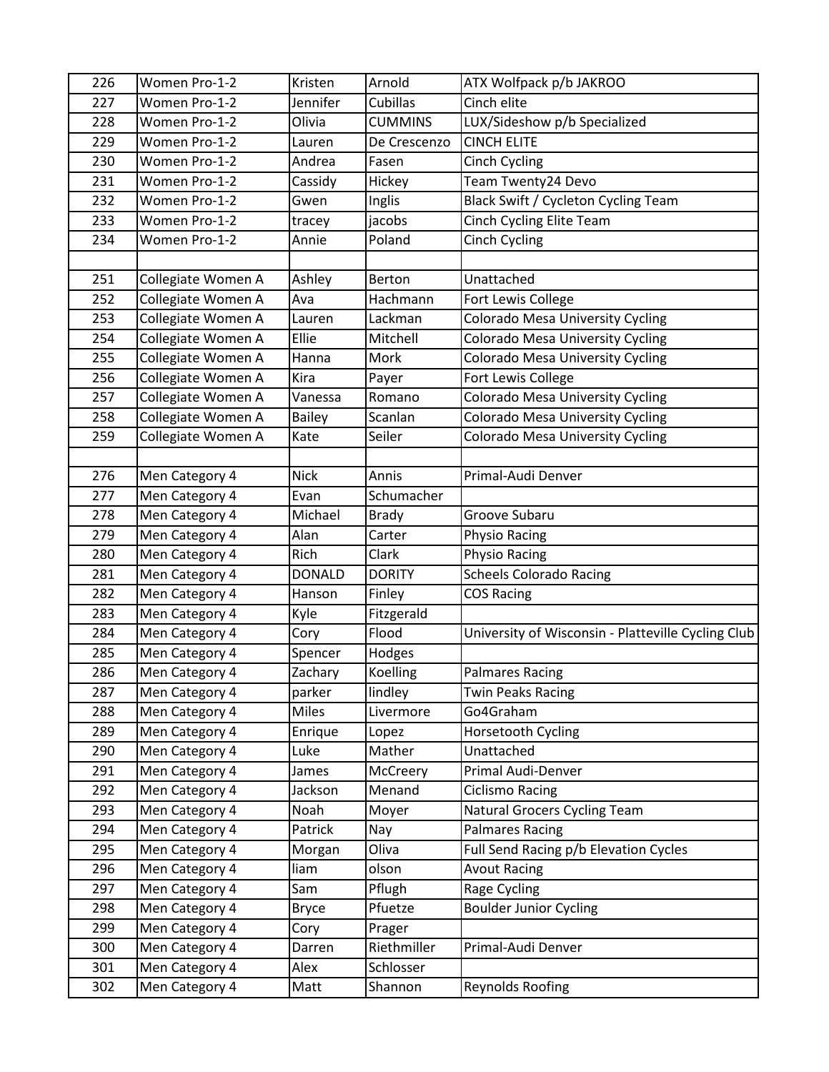| 226 | Women Pro-1-2 | Kristen | Arnold | ATX Wolfpack p/b JAKROO |
|---|---|---|---|---|
| 227 | Women Pro-1-2 | Jennifer | Cubillas | Cinch elite |
| 228 | Women Pro-1-2 | Olivia | CUMMINS | LUX/Sideshow p/b Specialized |
| 229 | Women Pro-1-2 | Lauren | De Crescenzo | CINCH ELITE |
| 230 | Women Pro-1-2 | Andrea | Fasen | Cinch Cycling |
| 231 | Women Pro-1-2 | Cassidy | Hickey | Team Twenty24 Devo |
| 232 | Women Pro-1-2 | Gwen | Inglis | Black Swift / Cycleton Cycling Team |
| 233 | Women Pro-1-2 | tracey | jacobs | Cinch Cycling Elite Team |
| 234 | Women Pro-1-2 | Annie | Poland | Cinch Cycling |
| | | | | |
| 251 | Collegiate Women A | Ashley | Berton | Unattached |
| 252 | Collegiate Women A | Ava | Hachmann | Fort Lewis College |
| 253 | Collegiate Women A | Lauren | Lackman | Colorado Mesa University Cycling |
| 254 | Collegiate Women A | Ellie | Mitchell | Colorado Mesa University Cycling |
| 255 | Collegiate Women A | Hanna | Mork | Colorado Mesa University Cycling |
| 256 | Collegiate Women A | Kira | Payer | Fort Lewis College |
| 257 | Collegiate Women A | Vanessa | Romano | Colorado Mesa University Cycling |
| 258 | Collegiate Women A | Bailey | Scanlan | Colorado Mesa University Cycling |
| 259 | Collegiate Women A | Kate | Seiler | Colorado Mesa University Cycling |
| | | | | |
| 276 | Men Category 4 | Nick | Annis | Primal-Audi Denver |
| 277 | Men Category 4 | Evan | Schumacher | |
| 278 | Men Category 4 | Michael | Brady | Groove Subaru |
| 279 | Men Category 4 | Alan | Carter | Physio Racing |
| 280 | Men Category 4 | Rich | Clark | Physio Racing |
| 281 | Men Category 4 | DONALD | DORITY | Scheels Colorado Racing |
| 282 | Men Category 4 | Hanson | Finley | COS Racing |
| 283 | Men Category 4 | Kyle | Fitzgerald | |
| 284 | Men Category 4 | Cory | Flood | University of Wisconsin - Platteville Cycling Club |
| 285 | Men Category 4 | Spencer | Hodges | |
| 286 | Men Category 4 | Zachary | Koelling | Palmares Racing |
| 287 | Men Category 4 | parker | lindley | Twin Peaks Racing |
| 288 | Men Category 4 | Miles | Livermore | Go4Graham |
| 289 | Men Category 4 | Enrique | Lopez | Horsetooth Cycling |
| 290 | Men Category 4 | Luke | Mather | Unattached |
| 291 | Men Category 4 | James | McCreery | Primal Audi-Denver |
| 292 | Men Category 4 | Jackson | Menand | Ciclismo Racing |
| 293 | Men Category 4 | Noah | Moyer | Natural Grocers Cycling Team |
| 294 | Men Category 4 | Patrick | Nay | Palmares Racing |
| 295 | Men Category 4 | Morgan | Oliva | Full Send Racing p/b Elevation Cycles |
| 296 | Men Category 4 | liam | olson | Avout Racing |
| 297 | Men Category 4 | Sam | Pflugh | Rage Cycling |
| 298 | Men Category 4 | Bryce | Pfuetze | Boulder Junior Cycling |
| 299 | Men Category 4 | Cory | Prager | |
| 300 | Men Category 4 | Darren | Riethmiller | Primal-Audi Denver |
| 301 | Men Category 4 | Alex | Schlosser | |
| 302 | Men Category 4 | Matt | Shannon | Reynolds Roofing |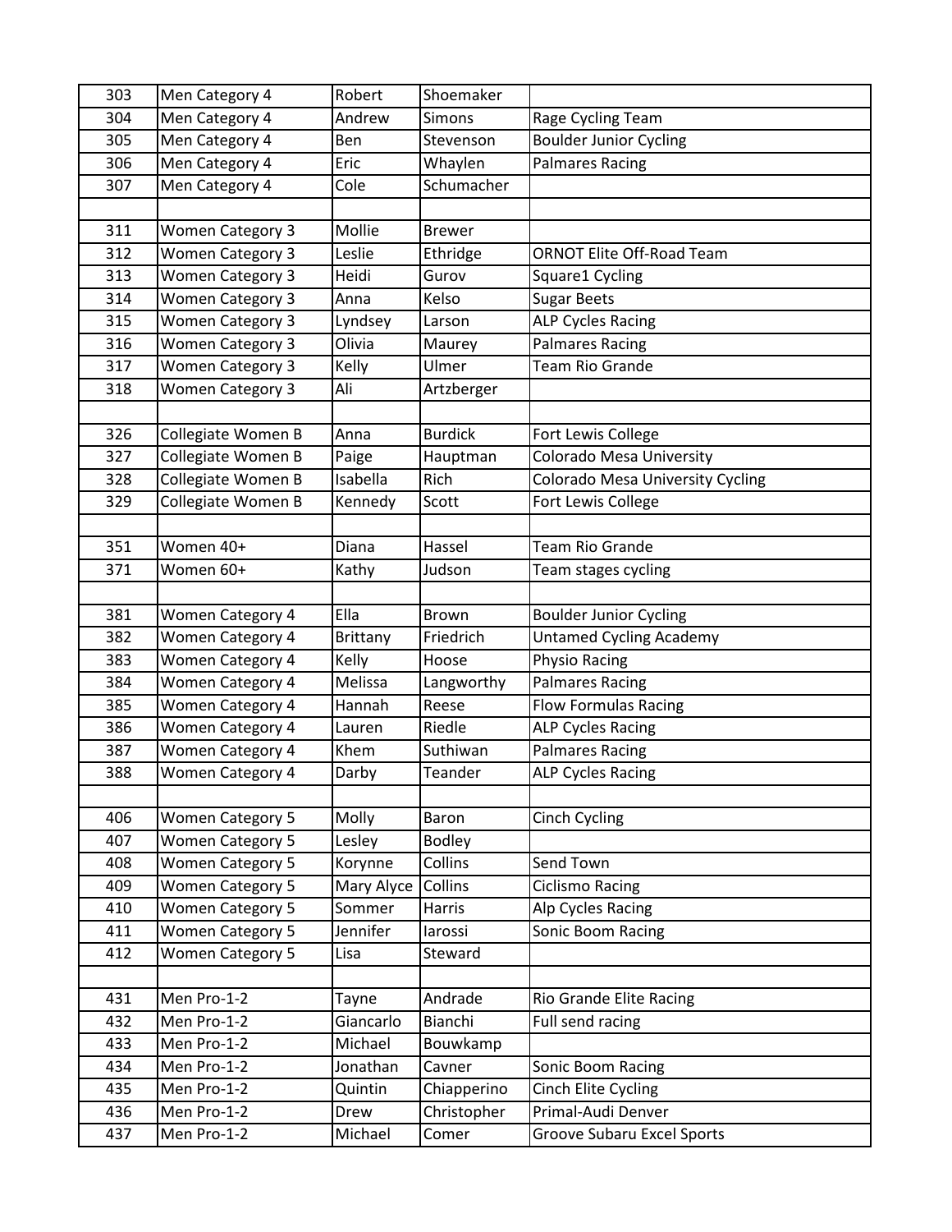| | | | | |
|---|---|---|---|---|
| 303 | Men Category 4 | Robert | Shoemaker | |
| 304 | Men Category 4 | Andrew | Simons | Rage Cycling Team |
| 305 | Men Category 4 | Ben | Stevenson | Boulder Junior Cycling |
| 306 | Men Category 4 | Eric | Whaylen | Palmares Racing |
| 307 | Men Category 4 | Cole | Schumacher | |
| | | | | |
| 311 | Women Category 3 | Mollie | Brewer | |
| 312 | Women Category 3 | Leslie | Ethridge | ORNOT Elite Off-Road Team |
| 313 | Women Category 3 | Heidi | Gurov | Square1 Cycling |
| 314 | Women Category 3 | Anna | Kelso | Sugar Beets |
| 315 | Women Category 3 | Lyndsey | Larson | ALP Cycles Racing |
| 316 | Women Category 3 | Olivia | Maurey | Palmares Racing |
| 317 | Women Category 3 | Kelly | Ulmer | Team Rio Grande |
| 318 | Women Category 3 | Ali | Artzberger | |
| | | | | |
| 326 | Collegiate Women B | Anna | Burdick | Fort Lewis College |
| 327 | Collegiate Women B | Paige | Hauptman | Colorado Mesa University |
| 328 | Collegiate Women B | Isabella | Rich | Colorado Mesa University Cycling |
| 329 | Collegiate Women B | Kennedy | Scott | Fort Lewis College |
| | | | | |
| 351 | Women 40+ | Diana | Hassel | Team Rio Grande |
| 371 | Women 60+ | Kathy | Judson | Team stages cycling |
| | | | | |
| 381 | Women Category 4 | Ella | Brown | Boulder Junior Cycling |
| 382 | Women Category 4 | Brittany | Friedrich | Untamed Cycling Academy |
| 383 | Women Category 4 | Kelly | Hoose | Physio Racing |
| 384 | Women Category 4 | Melissa | Langworthy | Palmares Racing |
| 385 | Women Category 4 | Hannah | Reese | Flow Formulas Racing |
| 386 | Women Category 4 | Lauren | Riedle | ALP Cycles Racing |
| 387 | Women Category 4 | Khem | Suthiwan | Palmares Racing |
| 388 | Women Category 4 | Darby | Teander | ALP Cycles Racing |
| | | | | |
| 406 | Women Category 5 | Molly | Baron | Cinch Cycling |
| 407 | Women Category 5 | Lesley | Bodley | |
| 408 | Women Category 5 | Korynne | Collins | Send Town |
| 409 | Women Category 5 | Mary Alyce | Collins | Ciclismo Racing |
| 410 | Women Category 5 | Sommer | Harris | Alp Cycles Racing |
| 411 | Women Category 5 | Jennifer | Iarossi | Sonic Boom Racing |
| 412 | Women Category 5 | Lisa | Steward | |
| | | | | |
| 431 | Men Pro-1-2 | Tayne | Andrade | Rio Grande Elite Racing |
| 432 | Men Pro-1-2 | Giancarlo | Bianchi | Full send racing |
| 433 | Men Pro-1-2 | Michael | Bouwkamp | |
| 434 | Men Pro-1-2 | Jonathan | Cavner | Sonic Boom Racing |
| 435 | Men Pro-1-2 | Quintin | Chiapperino | Cinch Elite Cycling |
| 436 | Men Pro-1-2 | Drew | Christopher | Primal-Audi Denver |
| 437 | Men Pro-1-2 | Michael | Comer | Groove Subaru Excel Sports |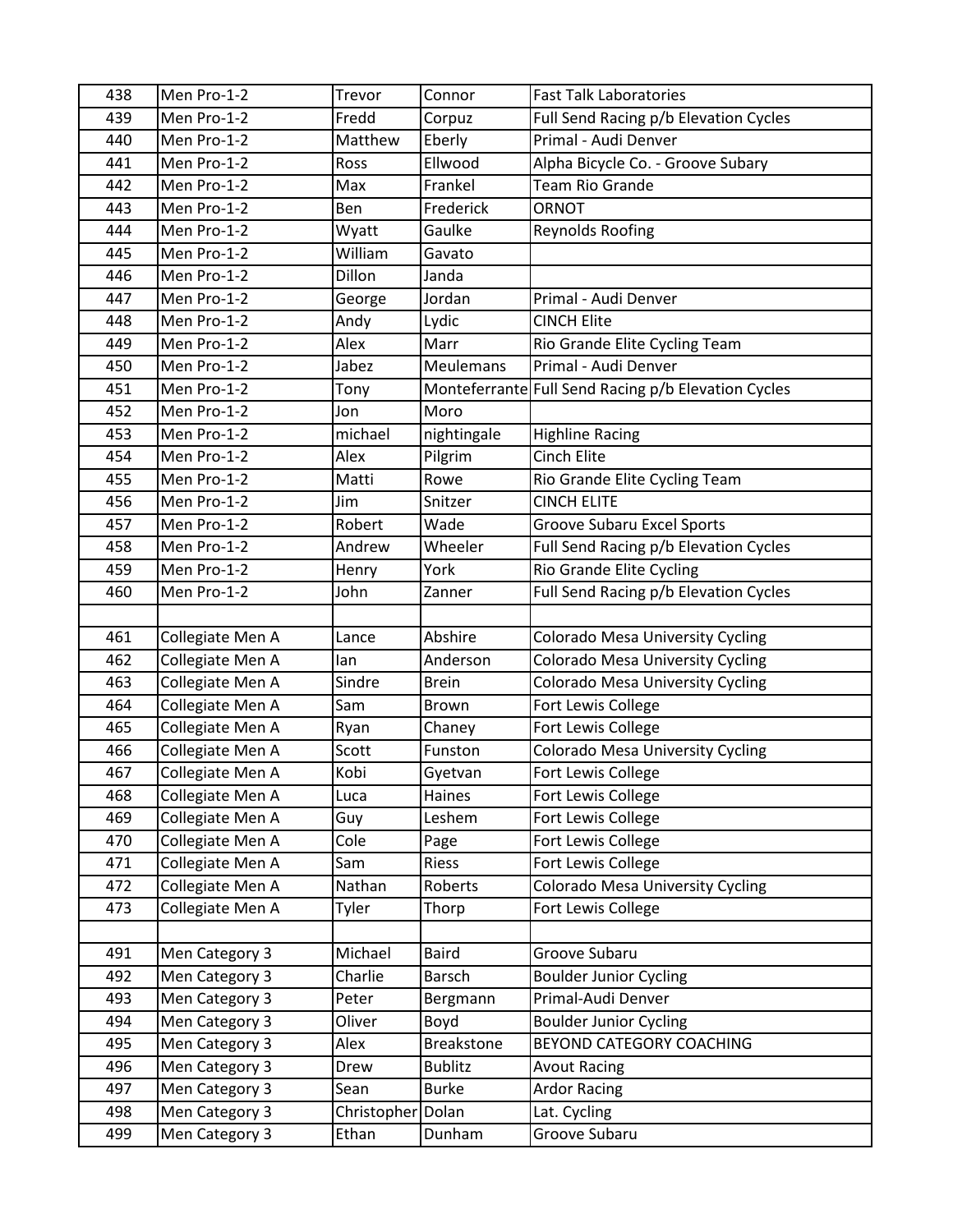| 438 | Men Pro-1-2 | Trevor | Connor | Fast Talk Laboratories |
|---|---|---|---|---|
| 439 | Men Pro-1-2 | Fredd | Corpuz | Full Send Racing p/b Elevation Cycles |
| 440 | Men Pro-1-2 | Matthew | Eberly | Primal - Audi Denver |
| 441 | Men Pro-1-2 | Ross | Ellwood | Alpha Bicycle Co. - Groove Subary |
| 442 | Men Pro-1-2 | Max | Frankel | Team Rio Grande |
| 443 | Men Pro-1-2 | Ben | Frederick | ORNOT |
| 444 | Men Pro-1-2 | Wyatt | Gaulke | Reynolds Roofing |
| 445 | Men Pro-1-2 | William | Gavato | |
| 446 | Men Pro-1-2 | Dillon | Janda | |
| 447 | Men Pro-1-2 | George | Jordan | Primal - Audi Denver |
| 448 | Men Pro-1-2 | Andy | Lydic | CINCH Elite |
| 449 | Men Pro-1-2 | Alex | Marr | Rio Grande Elite Cycling Team |
| 450 | Men Pro-1-2 | Jabez | Meulemans | Primal - Audi Denver |
| 451 | Men Pro-1-2 | Tony | Monteferrante | Full Send Racing p/b Elevation Cycles |
| 452 | Men Pro-1-2 | Jon | Moro | |
| 453 | Men Pro-1-2 | michael | nightingale | Highline Racing |
| 454 | Men Pro-1-2 | Alex | Pilgrim | Cinch Elite |
| 455 | Men Pro-1-2 | Matti | Rowe | Rio Grande Elite Cycling Team |
| 456 | Men Pro-1-2 | Jim | Snitzer | CINCH ELITE |
| 457 | Men Pro-1-2 | Robert | Wade | Groove Subaru Excel Sports |
| 458 | Men Pro-1-2 | Andrew | Wheeler | Full Send Racing p/b Elevation Cycles |
| 459 | Men Pro-1-2 | Henry | York | Rio Grande Elite Cycling |
| 460 | Men Pro-1-2 | John | Zanner | Full Send Racing p/b Elevation Cycles |
| | | | | |
| 461 | Collegiate Men A | Lance | Abshire | Colorado Mesa University Cycling |
| 462 | Collegiate Men A | Ian | Anderson | Colorado Mesa University Cycling |
| 463 | Collegiate Men A | Sindre | Brein | Colorado Mesa University Cycling |
| 464 | Collegiate Men A | Sam | Brown | Fort Lewis College |
| 465 | Collegiate Men A | Ryan | Chaney | Fort Lewis College |
| 466 | Collegiate Men A | Scott | Funston | Colorado Mesa University Cycling |
| 467 | Collegiate Men A | Kobi | Gyetvan | Fort Lewis College |
| 468 | Collegiate Men A | Luca | Haines | Fort Lewis College |
| 469 | Collegiate Men A | Guy | Leshem | Fort Lewis College |
| 470 | Collegiate Men A | Cole | Page | Fort Lewis College |
| 471 | Collegiate Men A | Sam | Riess | Fort Lewis College |
| 472 | Collegiate Men A | Nathan | Roberts | Colorado Mesa University Cycling |
| 473 | Collegiate Men A | Tyler | Thorp | Fort Lewis College |
| | | | | |
| 491 | Men Category 3 | Michael | Baird | Groove Subaru |
| 492 | Men Category 3 | Charlie | Barsch | Boulder Junior Cycling |
| 493 | Men Category 3 | Peter | Bergmann | Primal-Audi Denver |
| 494 | Men Category 3 | Oliver | Boyd | Boulder Junior Cycling |
| 495 | Men Category 3 | Alex | Breakstone | BEYOND CATEGORY COACHING |
| 496 | Men Category 3 | Drew | Bublitz | Avout Racing |
| 497 | Men Category 3 | Sean | Burke | Ardor Racing |
| 498 | Men Category 3 | Christopher | Dolan | Lat. Cycling |
| 499 | Men Category 3 | Ethan | Dunham | Groove Subaru |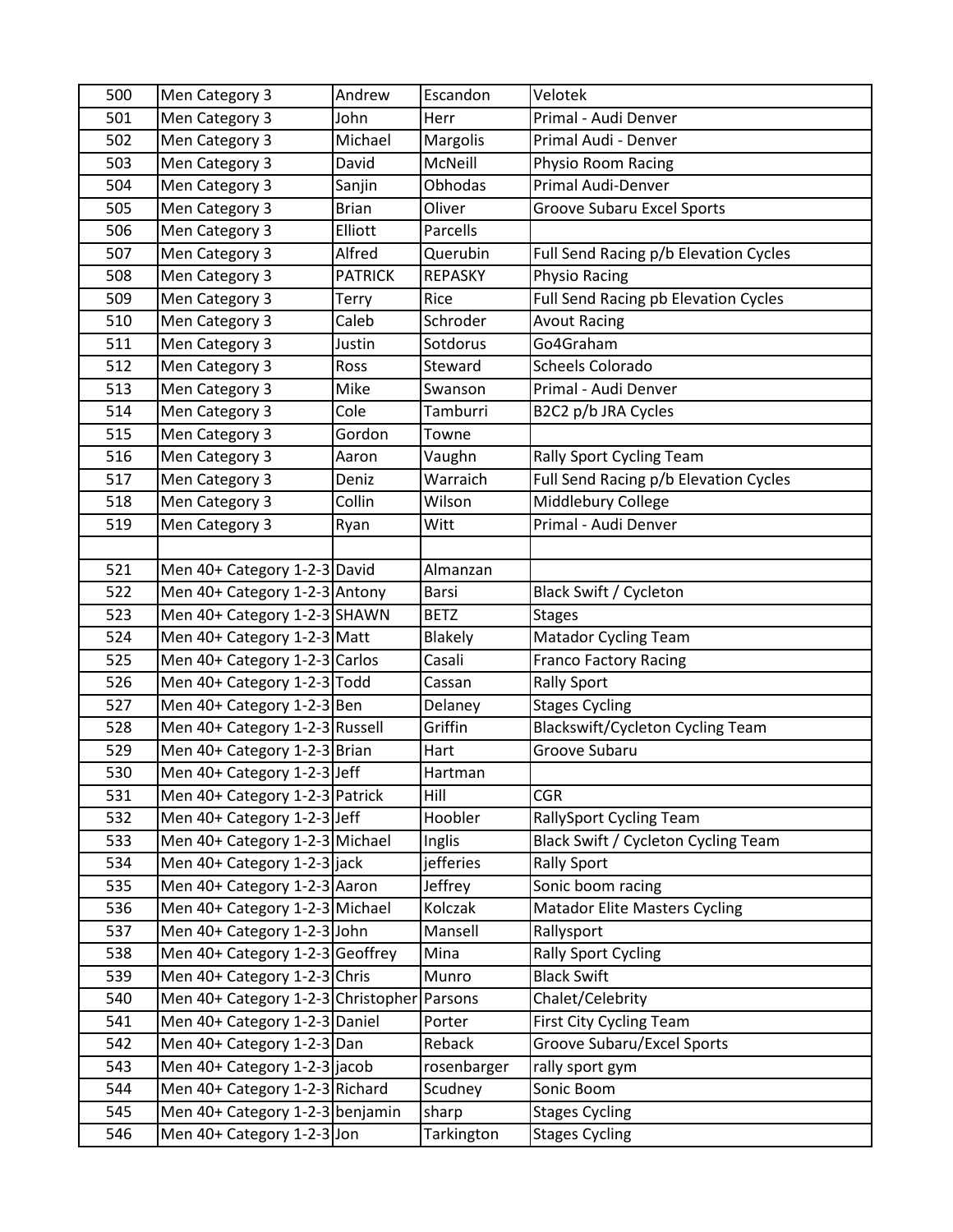| 500 | Men Category 3 | Andrew | Escandon | Velotek |
|---|---|---|---|---|
| 501 | Men Category 3 | John | Herr | Primal - Audi Denver |
| 502 | Men Category 3 | Michael | Margolis | Primal Audi - Denver |
| 503 | Men Category 3 | David | McNeill | Physio Room Racing |
| 504 | Men Category 3 | Sanjin | Obhodas | Primal Audi-Denver |
| 505 | Men Category 3 | Brian | Oliver | Groove Subaru Excel Sports |
| 506 | Men Category 3 | Elliott | Parcells | |
| 507 | Men Category 3 | Alfred | Querubin | Full Send Racing p/b Elevation Cycles |
| 508 | Men Category 3 | PATRICK | REPASKY | Physio Racing |
| 509 | Men Category 3 | Terry | Rice | Full Send Racing pb Elevation Cycles |
| 510 | Men Category 3 | Caleb | Schroder | Avout Racing |
| 511 | Men Category 3 | Justin | Sotdorus | Go4Graham |
| 512 | Men Category 3 | Ross | Steward | Scheels Colorado |
| 513 | Men Category 3 | Mike | Swanson | Primal - Audi Denver |
| 514 | Men Category 3 | Cole | Tamburri | B2C2 p/b JRA Cycles |
| 515 | Men Category 3 | Gordon | Towne | |
| 516 | Men Category 3 | Aaron | Vaughn | Rally Sport Cycling Team |
| 517 | Men Category 3 | Deniz | Warraich | Full Send Racing p/b Elevation Cycles |
| 518 | Men Category 3 | Collin | Wilson | Middlebury College |
| 519 | Men Category 3 | Ryan | Witt | Primal - Audi Denver |
| | | | | |
| 521 | Men 40+ Category 1-2-3 | David | Almanzan | |
| 522 | Men 40+ Category 1-2-3 | Antony | Barsi | Black Swift / Cycleton |
| 523 | Men 40+ Category 1-2-3 | SHAWN | BETZ | Stages |
| 524 | Men 40+ Category 1-2-3 | Matt | Blakely | Matador Cycling Team |
| 525 | Men 40+ Category 1-2-3 | Carlos | Casali | Franco Factory Racing |
| 526 | Men 40+ Category 1-2-3 | Todd | Cassan | Rally Sport |
| 527 | Men 40+ Category 1-2-3 | Ben | Delaney | Stages Cycling |
| 528 | Men 40+ Category 1-2-3 | Russell | Griffin | Blackswift/Cycleton Cycling Team |
| 529 | Men 40+ Category 1-2-3 | Brian | Hart | Groove Subaru |
| 530 | Men 40+ Category 1-2-3 | Jeff | Hartman | |
| 531 | Men 40+ Category 1-2-3 | Patrick | Hill | CGR |
| 532 | Men 40+ Category 1-2-3 | Jeff | Hoobler | RallySport Cycling Team |
| 533 | Men 40+ Category 1-2-3 | Michael | Inglis | Black Swift / Cycleton Cycling Team |
| 534 | Men 40+ Category 1-2-3 | jack | jefferies | Rally Sport |
| 535 | Men 40+ Category 1-2-3 | Aaron | Jeffrey | Sonic boom racing |
| 536 | Men 40+ Category 1-2-3 | Michael | Kolczak | Matador Elite Masters Cycling |
| 537 | Men 40+ Category 1-2-3 | John | Mansell | Rallysport |
| 538 | Men 40+ Category 1-2-3 | Geoffrey | Mina | Rally Sport Cycling |
| 539 | Men 40+ Category 1-2-3 | Chris | Munro | Black Swift |
| 540 | Men 40+ Category 1-2-3 | Christopher | Parsons | Chalet/Celebrity |
| 541 | Men 40+ Category 1-2-3 | Daniel | Porter | First City Cycling Team |
| 542 | Men 40+ Category 1-2-3 | Dan | Reback | Groove Subaru/Excel Sports |
| 543 | Men 40+ Category 1-2-3 | jacob | rosenbarger | rally sport gym |
| 544 | Men 40+ Category 1-2-3 | Richard | Scudney | Sonic Boom |
| 545 | Men 40+ Category 1-2-3 | benjamin | sharp | Stages Cycling |
| 546 | Men 40+ Category 1-2-3 | Jon | Tarkington | Stages Cycling |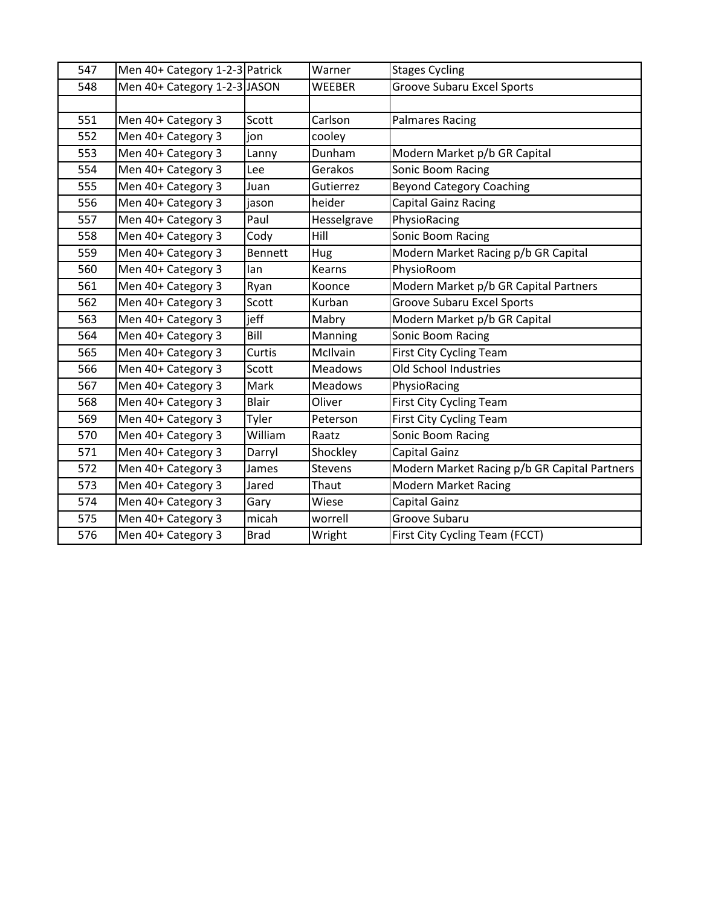| | | | | |
|---|---|---|---|---|
| 547 | Men 40+ Category 1-2-3 | Patrick | Warner | Stages Cycling |
| 548 | Men 40+ Category 1-2-3 | JASON | WEEBER | Groove Subaru Excel Sports |
| | | | | |
| 551 | Men 40+ Category 3 | Scott | Carlson | Palmares Racing |
| 552 | Men 40+ Category 3 | jon | cooley | |
| 553 | Men 40+ Category 3 | Lanny | Dunham | Modern Market p/b GR Capital |
| 554 | Men 40+ Category 3 | Lee | Gerakos | Sonic Boom Racing |
| 555 | Men 40+ Category 3 | Juan | Gutierrez | Beyond Category Coaching |
| 556 | Men 40+ Category 3 | jason | heider | Capital Gainz Racing |
| 557 | Men 40+ Category 3 | Paul | Hesselgrave | PhysioRacing |
| 558 | Men 40+ Category 3 | Cody | Hill | Sonic Boom Racing |
| 559 | Men 40+ Category 3 | Bennett | Hug | Modern Market Racing p/b GR Capital |
| 560 | Men 40+ Category 3 | Ian | Kearns | PhysioRoom |
| 561 | Men 40+ Category 3 | Ryan | Koonce | Modern Market p/b GR Capital Partners |
| 562 | Men 40+ Category 3 | Scott | Kurban | Groove Subaru Excel Sports |
| 563 | Men 40+ Category 3 | jeff | Mabry | Modern Market p/b GR Capital |
| 564 | Men 40+ Category 3 | Bill | Manning | Sonic Boom Racing |
| 565 | Men 40+ Category 3 | Curtis | McIlvain | First City Cycling Team |
| 566 | Men 40+ Category 3 | Scott | Meadows | Old School Industries |
| 567 | Men 40+ Category 3 | Mark | Meadows | PhysioRacing |
| 568 | Men 40+ Category 3 | Blair | Oliver | First City Cycling Team |
| 569 | Men 40+ Category 3 | Tyler | Peterson | First City Cycling Team |
| 570 | Men 40+ Category 3 | William | Raatz | Sonic Boom Racing |
| 571 | Men 40+ Category 3 | Darryl | Shockley | Capital Gainz |
| 572 | Men 40+ Category 3 | James | Stevens | Modern Market Racing p/b GR Capital Partners |
| 573 | Men 40+ Category 3 | Jared | Thaut | Modern Market Racing |
| 574 | Men 40+ Category 3 | Gary | Wiese | Capital Gainz |
| 575 | Men 40+ Category 3 | micah | worrell | Groove Subaru |
| 576 | Men 40+ Category 3 | Brad | Wright | First City Cycling Team (FCCT) |